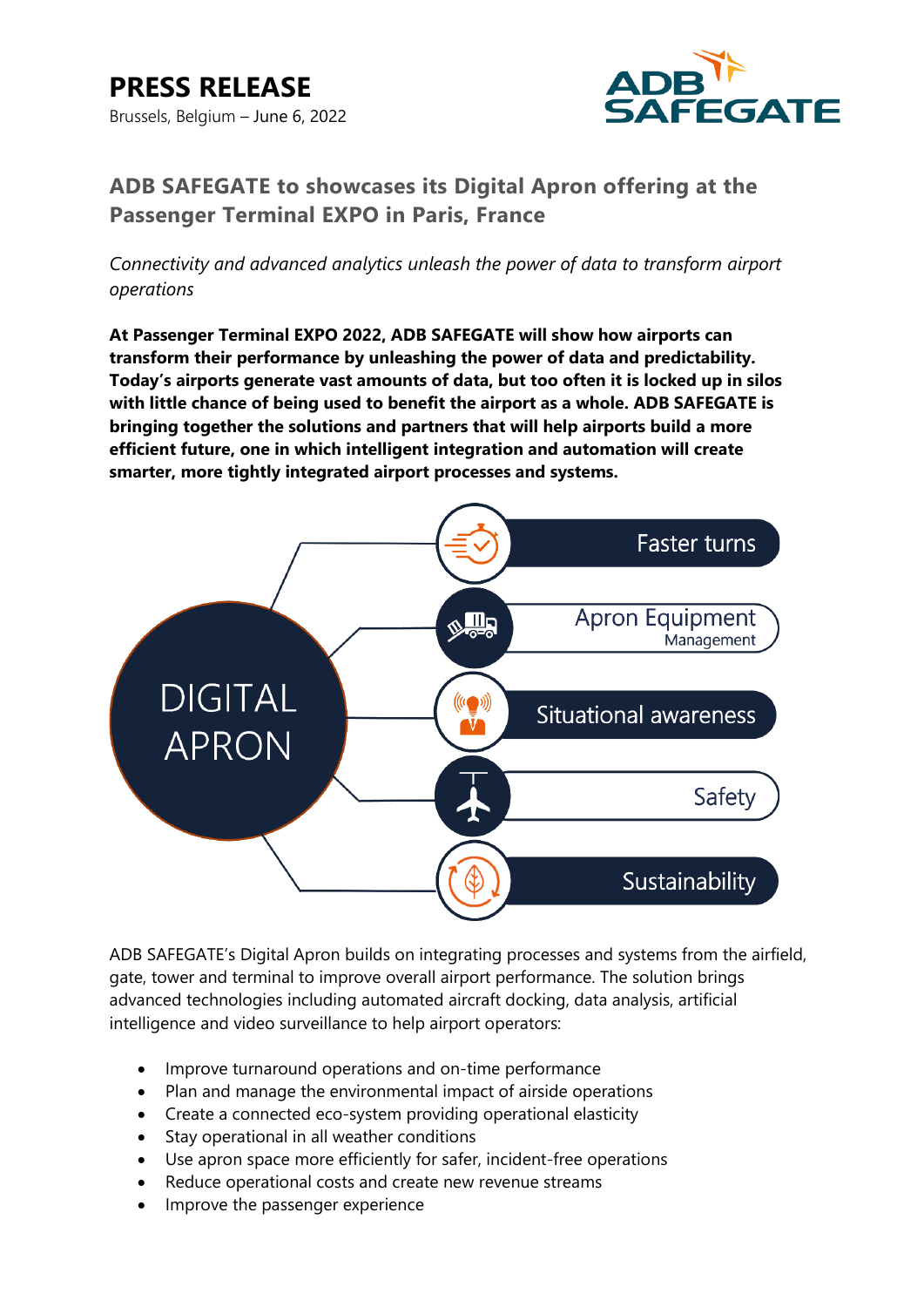# PRESS RELEASE

Brussels, Belgium – June 6, 2022

## ADB SAFEGATE to showcases its Digital Apron offering at the Passenger Terminal EXPO in Paris, France

*Connectivity and advanced analytics unleash the power of data to transform airport operations*

**At Passenger Terminal EXPO 2022, ADB SAFEGATE will show how airports can transform their performance by unleashing the power of data and predictability. Today's airports generate vast amounts of data, but too often it is locked up in silos with little chance of being used to benefit the airport as a whole. ADB SAFEGATE is bringing together the solutions and partners that will help airports build a more efficient future, one in which intelligent integration and automation will create smarter, more tightly integrated airport processes and systems.**

DIGITAL APRON

- Faster turns
- Apron Equipment Management
- Situational awareness
- Safety
- Sustainability

ADB SAFEGATE's Digital Apron builds on integrating processes and systems from the airfield, gate, tower and terminal to improve overall airport performance. The solution brings advanced technologies including automated aircraft docking, data analysis, artificial intelligence and video surveillance to help airport operators:

- Improve turnaround operations and on-time performance
- Plan and manage the environmental impact of airside operations
- Create a connected eco-system providing operational elasticity
- Stay operational in all weather conditions
- Use apron space more efficiently for safer, incident-free operations
- Reduce operational costs and create new revenue streams
- Improve the passenger experience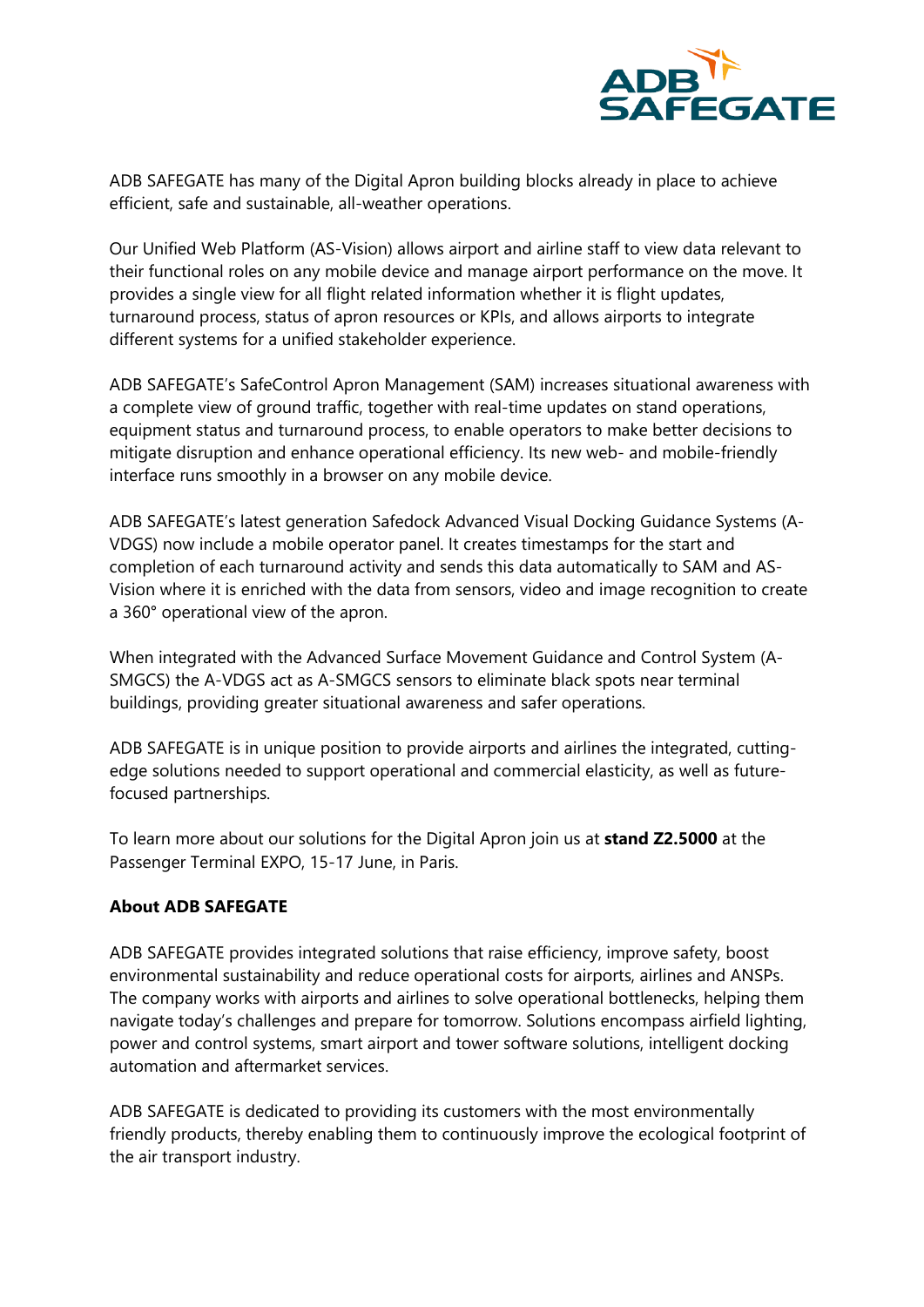ADB SAFEGATE has many of the Digital Apron building blocks already in place to achieve efficient, safe and sustainable, all-weather operations.

Our Unified Web Platform (AS-Vision) allows airport and airline staff to view data relevant to their functional roles on any mobile device and manage airport performance on the move. It provides a single view for all flight related information whether it is flight updates, turnaround process, status of apron resources or KPIs, and allows airports to integrate different systems for a unified stakeholder experience.

ADB SAFEGATE's SafeControl Apron Management (SAM) increases situational awareness with a complete view of ground traffic, together with real-time updates on stand operations, equipment status and turnaround process, to enable operators to make better decisions to mitigate disruption and enhance operational efficiency. Its new web- and mobile-friendly interface runs smoothly in a browser on any mobile device.

ADB SAFEGATE's latest generation Safedock Advanced Visual Docking Guidance Systems (A-VDGS) now include a mobile operator panel. It creates timestamps for the start and completion of each turnaround activity and sends this data automatically to SAM and AS-Vision where it is enriched with the data from sensors, video and image recognition to create a 360° operational view of the apron.

When integrated with the Advanced Surface Movement Guidance and Control System (A-SMGCS) the A-VDGS act as A-SMGCS sensors to eliminate black spots near terminal buildings, providing greater situational awareness and safer operations.

ADB SAFEGATE is in unique position to provide airports and airlines the integrated, cutting-edge solutions needed to support operational and commercial elasticity, as well as future-focused partnerships.

To learn more about our solutions for the Digital Apron join us at **stand Z2.5000** at the Passenger Terminal EXPO, 15-17 June, in Paris.

**About ADB SAFEGATE**

ADB SAFEGATE provides integrated solutions that raise efficiency, improve safety, boost environmental sustainability and reduce operational costs for airports, airlines and ANSPs. The company works with airports and airlines to solve operational bottlenecks, helping them navigate today's challenges and prepare for tomorrow. Solutions encompass airfield lighting, power and control systems, smart airport and tower software solutions, intelligent docking automation and aftermarket services.

ADB SAFEGATE is dedicated to providing its customers with the most environmentally friendly products, thereby enabling them to continuously improve the ecological footprint of the air transport industry.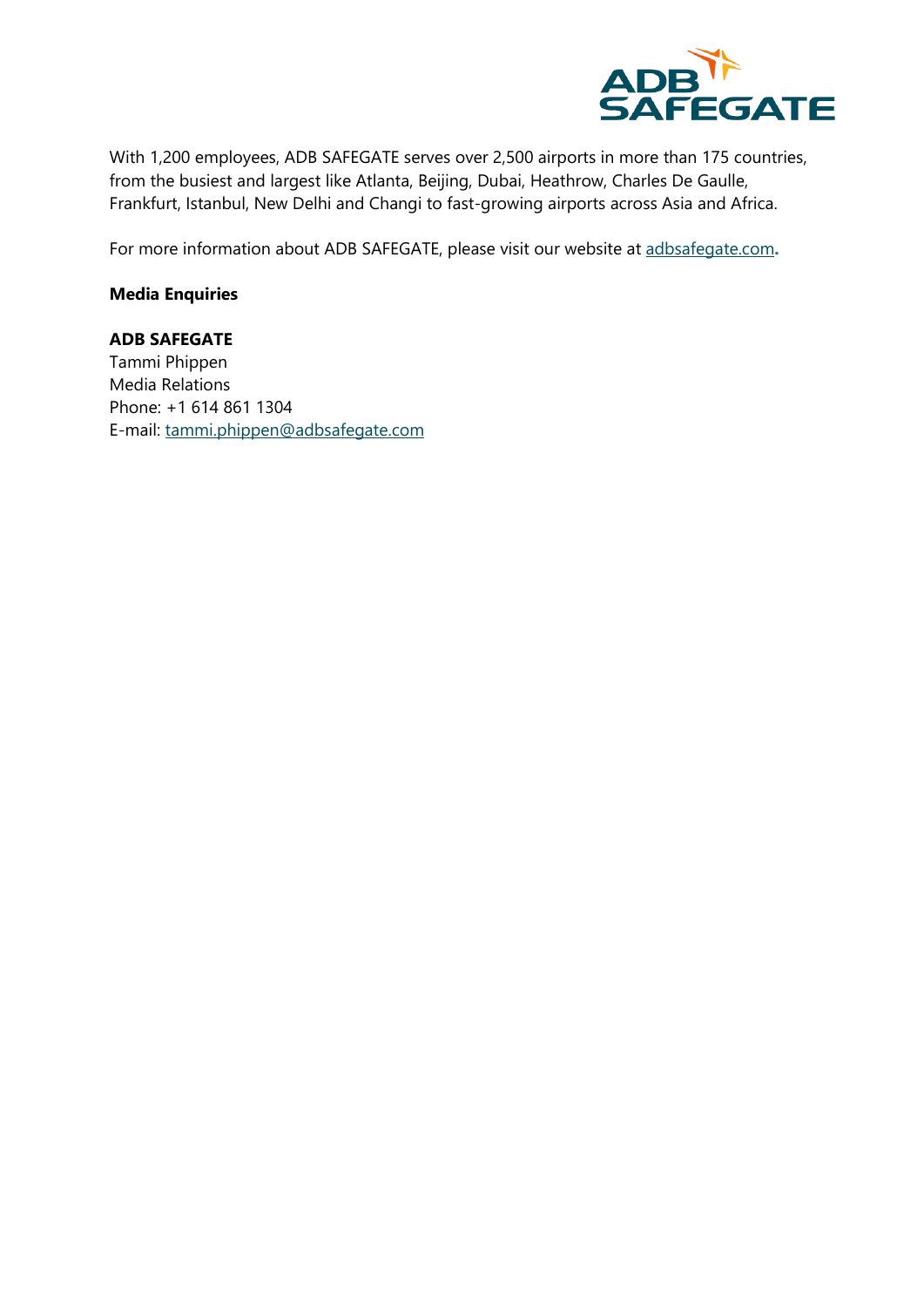With 1,200 employees, ADB SAFEGATE serves over 2,500 airports in more than 175 countries, from the busiest and largest like Atlanta, Beijing, Dubai, Heathrow, Charles De Gaulle, Frankfurt, Istanbul, New Delhi and Changi to fast-growing airports across Asia and Africa.

For more information about ADB SAFEGATE, please visit our website at [adbsafegate.com](http://adbsafegate.com).

**Media Enquiries**

**ADB SAFEGATE**
Tammi Phippen
Media Relations
Phone: +1 614 861 1304
E-mail: [tammi.phippen@adbsafegate.com](mailto:tammi.phippen@adbsafegate.com)